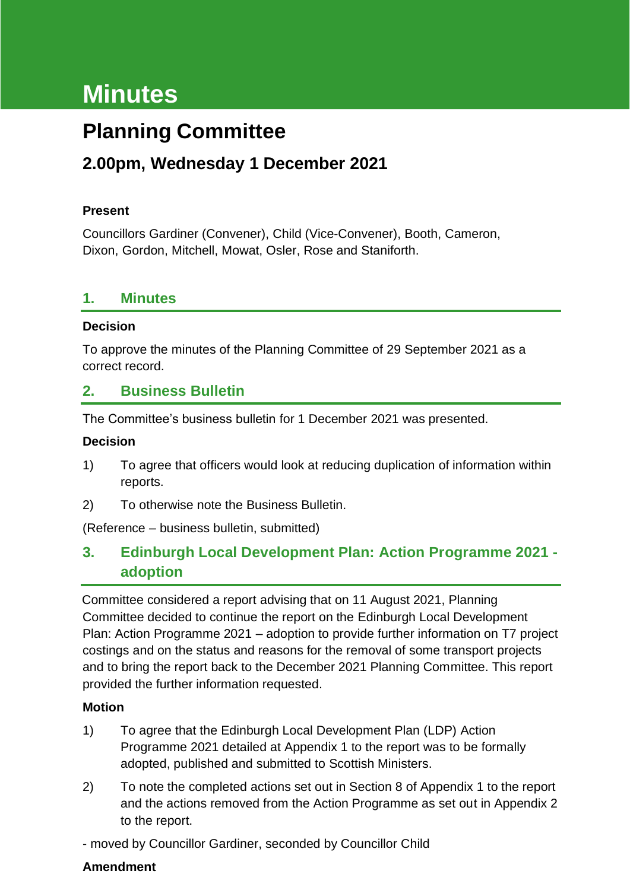# Minutes

# Planning Committee

## 2.00pm, Wednesday 1 December 2021

**Present**

Councillors Gardiner (Convener), Child (Vice-Convener), Booth, Cameron, Dixon, Gordon, Mitchell, Mowat, Osler, Rose and Staniforth.

## 1. Minutes

**Decision**

To approve the minutes of the Planning Committee of 29 September 2021 as a correct record.

## 2. Business Bulletin

The Committee's business bulletin for 1 December 2021 was presented.

**Decision**

1) To agree that officers would look at reducing duplication of information within reports.

2) To otherwise note the Business Bulletin.

(Reference – business bulletin, submitted)

## 3. Edinburgh Local Development Plan: Action Programme 2021 - adoption

Committee considered a report advising that on 11 August 2021, Planning Committee decided to continue the report on the Edinburgh Local Development Plan: Action Programme 2021 – adoption to provide further information on T7 project costings and on the status and reasons for the removal of some transport projects and to bring the report back to the December 2021 Planning Committee. This report provided the further information requested.

**Motion**

1) To agree that the Edinburgh Local Development Plan (LDP) Action Programme 2021 detailed at Appendix 1 to the report was to be formally adopted, published and submitted to Scottish Ministers.

2) To note the completed actions set out in Section 8 of Appendix 1 to the report and the actions removed from the Action Programme as set out in Appendix 2 to the report.

- moved by Councillor Gardiner, seconded by Councillor Child

**Amendment**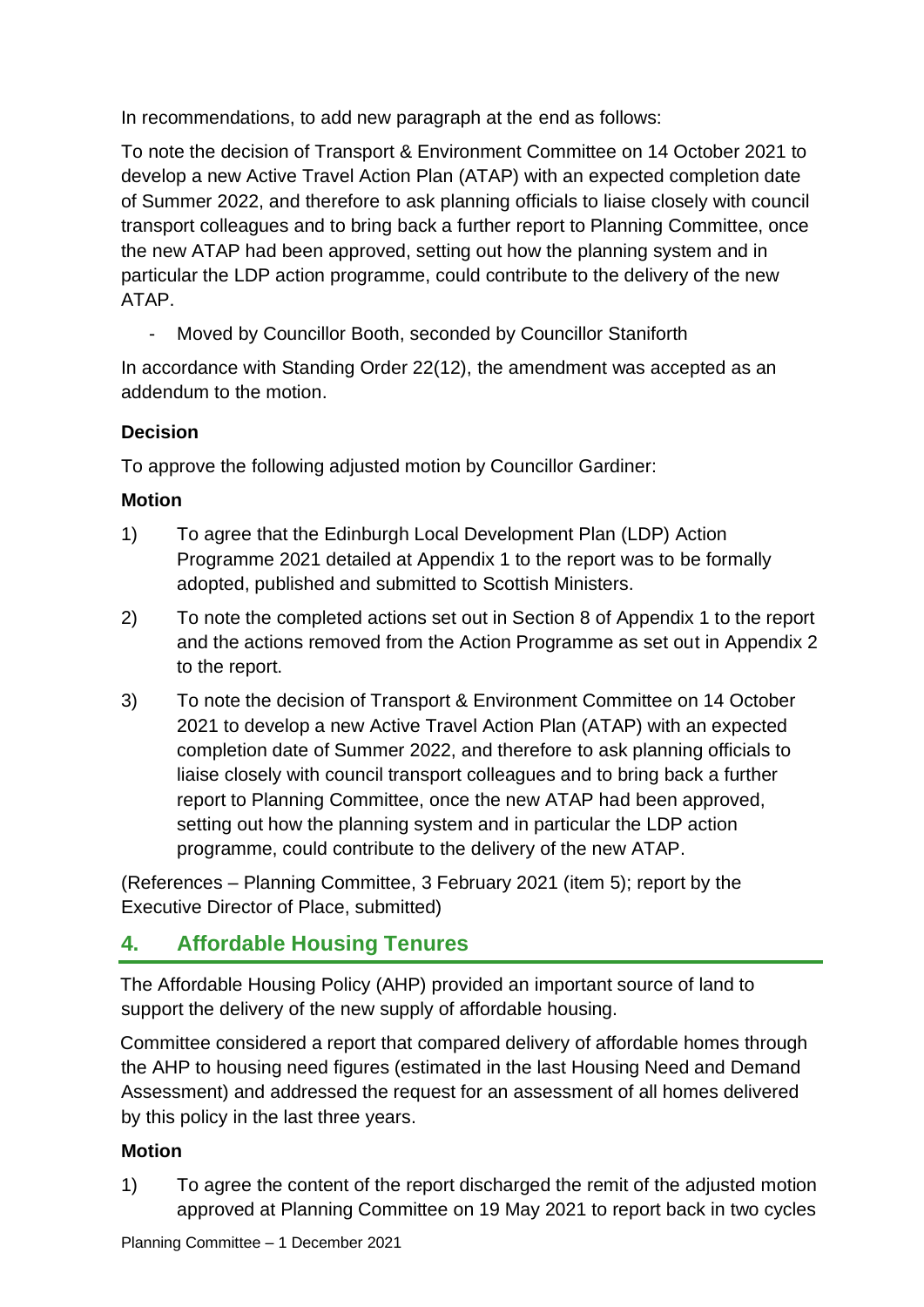In recommendations, to add new paragraph at the end as follows:

To note the decision of Transport & Environment Committee on 14 October 2021 to develop a new Active Travel Action Plan (ATAP) with an expected completion date of Summer 2022, and therefore to ask planning officials to liaise closely with council transport colleagues and to bring back a further report to Planning Committee, once the new ATAP had been approved, setting out how the planning system and in particular the LDP action programme, could contribute to the delivery of the new ATAP.

- Moved by Councillor Booth, seconded by Councillor Staniforth

In accordance with Standing Order 22(12), the amendment was accepted as an addendum to the motion.

**Decision**

To approve the following adjusted motion by Councillor Gardiner:

**Motion**

1) To agree that the Edinburgh Local Development Plan (LDP) Action Programme 2021 detailed at Appendix 1 to the report was to be formally adopted, published and submitted to Scottish Ministers.

2) To note the completed actions set out in Section 8 of Appendix 1 to the report and the actions removed from the Action Programme as set out in Appendix 2 to the report.

3) To note the decision of Transport & Environment Committee on 14 October 2021 to develop a new Active Travel Action Plan (ATAP) with an expected completion date of Summer 2022, and therefore to ask planning officials to liaise closely with council transport colleagues and to bring back a further report to Planning Committee, once the new ATAP had been approved, setting out how the planning system and in particular the LDP action programme, could contribute to the delivery of the new ATAP.

(References – Planning Committee, 3 February 2021 (item 5); report by the Executive Director of Place, submitted)

## 4. Affordable Housing Tenures

The Affordable Housing Policy (AHP) provided an important source of land to support the delivery of the new supply of affordable housing.

Committee considered a report that compared delivery of affordable homes through the AHP to housing need figures (estimated in the last Housing Need and Demand Assessment) and addressed the request for an assessment of all homes delivered by this policy in the last three years.

**Motion**

1) To agree the content of the report discharged the remit of the adjusted motion approved at Planning Committee on 19 May 2021 to report back in two cycles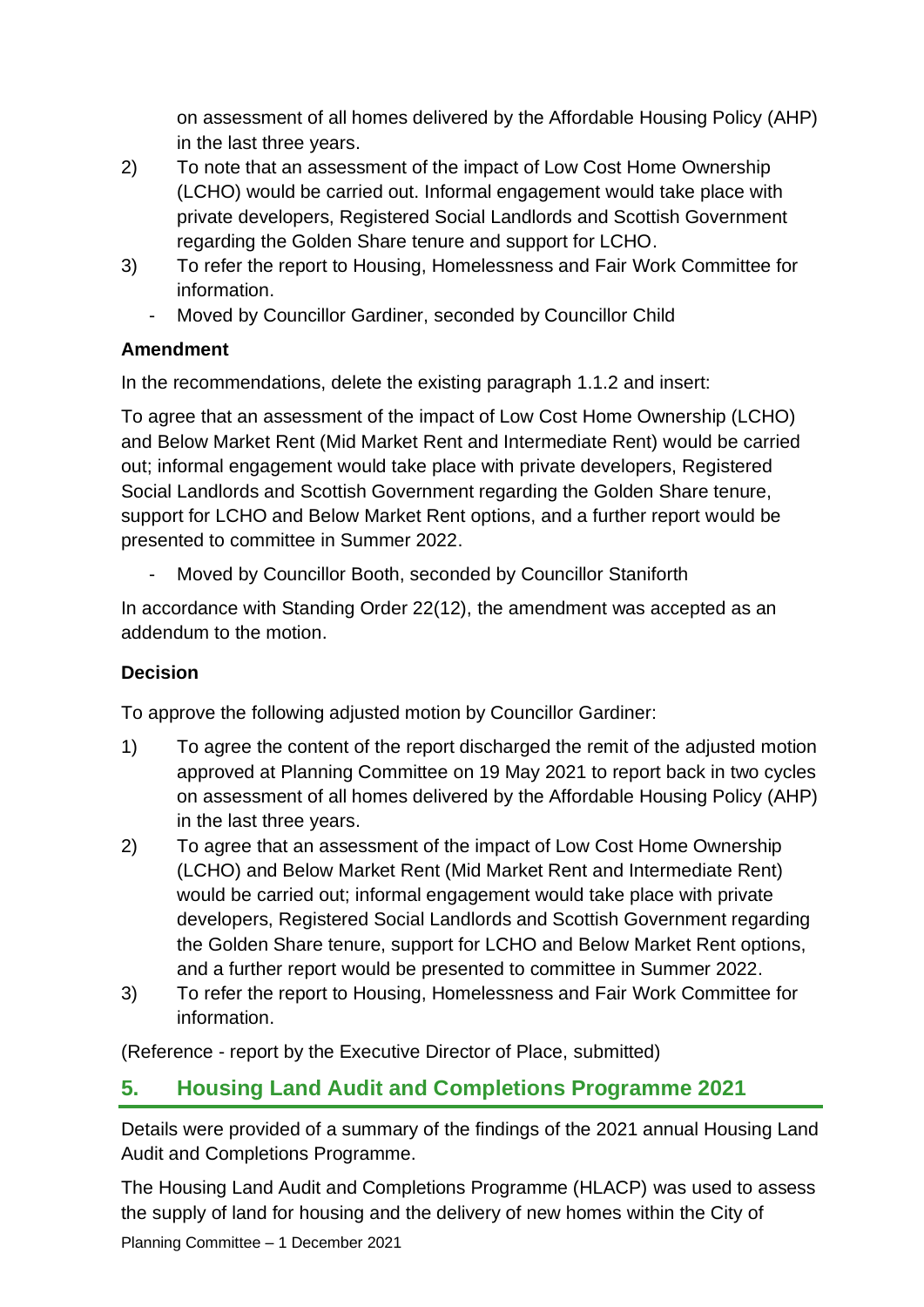on assessment of all homes delivered by the Affordable Housing Policy (AHP) in the last three years.

2) To note that an assessment of the impact of Low Cost Home Ownership (LCHO) would be carried out. Informal engagement would take place with private developers, Registered Social Landlords and Scottish Government regarding the Golden Share tenure and support for LCHO.

3) To refer the report to Housing, Homelessness and Fair Work Committee for information.

   - Moved by Councillor Gardiner, seconded by Councillor Child

**Amendment**

In the recommendations, delete the existing paragraph 1.1.2 and insert:

To agree that an assessment of the impact of Low Cost Home Ownership (LCHO) and Below Market Rent (Mid Market Rent and Intermediate Rent) would be carried out; informal engagement would take place with private developers, Registered Social Landlords and Scottish Government regarding the Golden Share tenure, support for LCHO and Below Market Rent options, and a further report would be presented to committee in Summer 2022.

- Moved by Councillor Booth, seconded by Councillor Staniforth

In accordance with Standing Order 22(12), the amendment was accepted as an addendum to the motion.

**Decision**

To approve the following adjusted motion by Councillor Gardiner:

1) To agree the content of the report discharged the remit of the adjusted motion approved at Planning Committee on 19 May 2021 to report back in two cycles on assessment of all homes delivered by the Affordable Housing Policy (AHP) in the last three years.

2) To agree that an assessment of the impact of Low Cost Home Ownership (LCHO) and Below Market Rent (Mid Market Rent and Intermediate Rent) would be carried out; informal engagement would take place with private developers, Registered Social Landlords and Scottish Government regarding the Golden Share tenure, support for LCHO and Below Market Rent options, and a further report would be presented to committee in Summer 2022.

3) To refer the report to Housing, Homelessness and Fair Work Committee for information.

(Reference - report by the Executive Director of Place, submitted)

## 5. Housing Land Audit and Completions Programme 2021

Details were provided of a summary of the findings of the 2021 annual Housing Land Audit and Completions Programme.

The Housing Land Audit and Completions Programme (HLACP) was used to assess the supply of land for housing and the delivery of new homes within the City of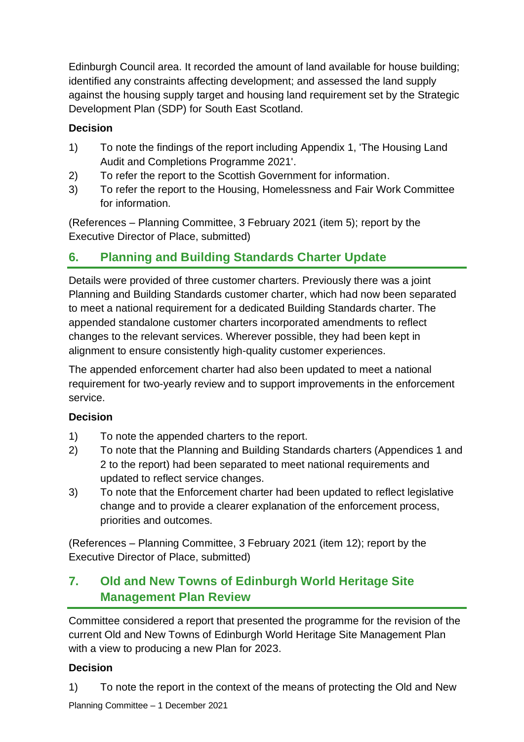Edinburgh Council area. It recorded the amount of land available for house building; identified any constraints affecting development; and assessed the land supply against the housing supply target and housing land requirement set by the Strategic Development Plan (SDP) for South East Scotland.

**Decision**

1) To note the findings of the report including Appendix 1, 'The Housing Land Audit and Completions Programme 2021'.
2) To refer the report to the Scottish Government for information.
3) To refer the report to the Housing, Homelessness and Fair Work Committee for information.

(References – Planning Committee, 3 February 2021 (item 5); report by the Executive Director of Place, submitted)

## 6. Planning and Building Standards Charter Update

Details were provided of three customer charters. Previously there was a joint Planning and Building Standards customer charter, which had now been separated to meet a national requirement for a dedicated Building Standards charter. The appended standalone customer charters incorporated amendments to reflect changes to the relevant services. Wherever possible, they had been kept in alignment to ensure consistently high-quality customer experiences.

The appended enforcement charter had also been updated to meet a national requirement for two-yearly review and to support improvements in the enforcement service.

**Decision**

1) To note the appended charters to the report.
2) To note that the Planning and Building Standards charters (Appendices 1 and 2 to the report) had been separated to meet national requirements and updated to reflect service changes.
3) To note that the Enforcement charter had been updated to reflect legislative change and to provide a clearer explanation of the enforcement process, priorities and outcomes.

(References – Planning Committee, 3 February 2021 (item 12); report by the Executive Director of Place, submitted)

## 7. Old and New Towns of Edinburgh World Heritage Site Management Plan Review

Committee considered a report that presented the programme for the revision of the current Old and New Towns of Edinburgh World Heritage Site Management Plan with a view to producing a new Plan for 2023.

**Decision**

1) To note the report in the context of the means of protecting the Old and New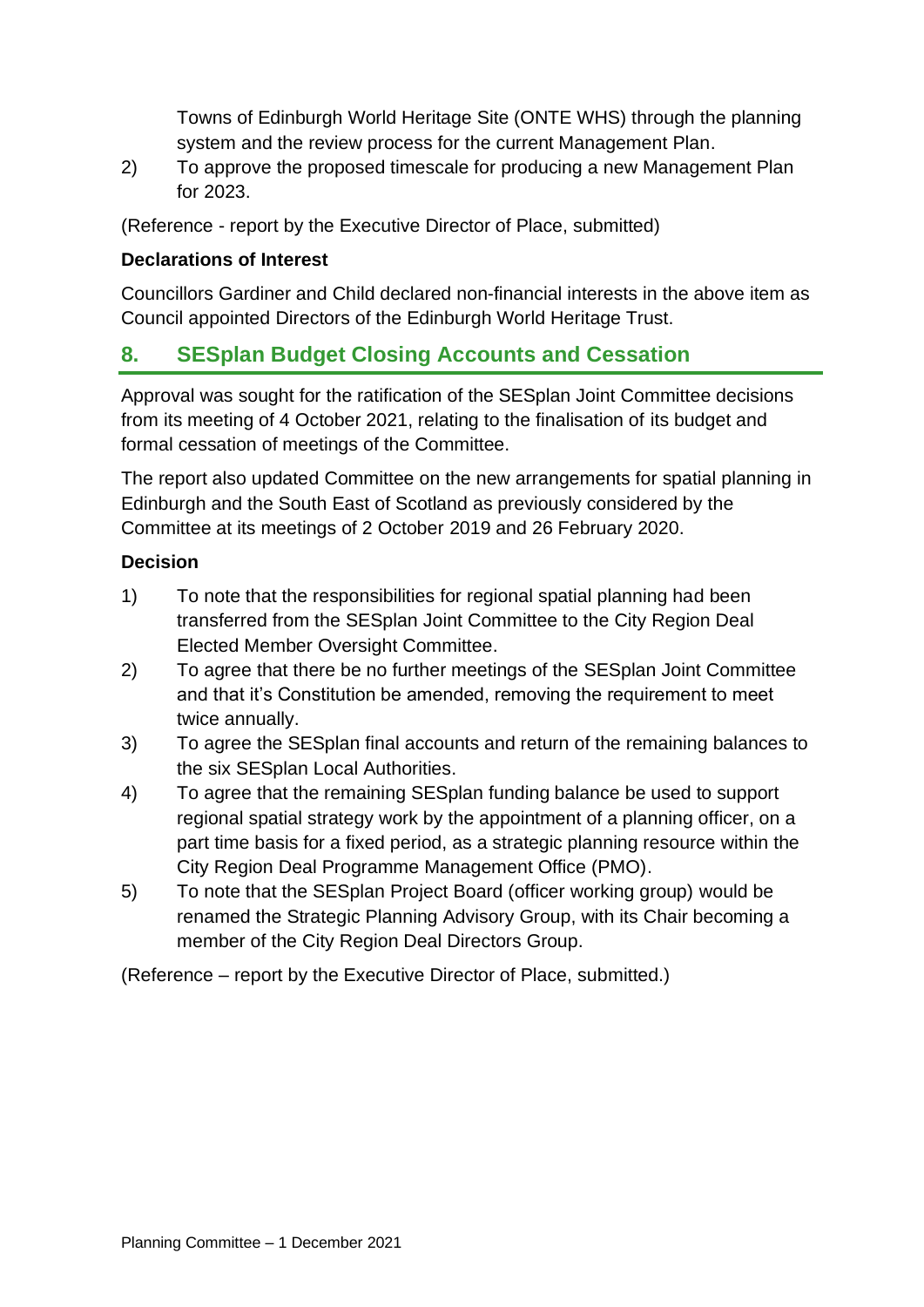Towns of Edinburgh World Heritage Site (ONTE WHS) through the planning system and the review process for the current Management Plan.

2) To approve the proposed timescale for producing a new Management Plan for 2023.

(Reference - report by the Executive Director of Place, submitted)

**Declarations of Interest**

Councillors Gardiner and Child declared non-financial interests in the above item as Council appointed Directors of the Edinburgh World Heritage Trust.

## 8. SESplan Budget Closing Accounts and Cessation

Approval was sought for the ratification of the SESplan Joint Committee decisions from its meeting of 4 October 2021, relating to the finalisation of its budget and formal cessation of meetings of the Committee.

The report also updated Committee on the new arrangements for spatial planning in Edinburgh and the South East of Scotland as previously considered by the Committee at its meetings of 2 October 2019 and 26 February 2020.

**Decision**

1) To note that the responsibilities for regional spatial planning had been transferred from the SESplan Joint Committee to the City Region Deal Elected Member Oversight Committee.
2) To agree that there be no further meetings of the SESplan Joint Committee and that it's Constitution be amended, removing the requirement to meet twice annually.
3) To agree the SESplan final accounts and return of the remaining balances to the six SESplan Local Authorities.
4) To agree that the remaining SESplan funding balance be used to support regional spatial strategy work by the appointment of a planning officer, on a part time basis for a fixed period, as a strategic planning resource within the City Region Deal Programme Management Office (PMO).
5) To note that the SESplan Project Board (officer working group) would be renamed the Strategic Planning Advisory Group, with its Chair becoming a member of the City Region Deal Directors Group.

(Reference – report by the Executive Director of Place, submitted.)